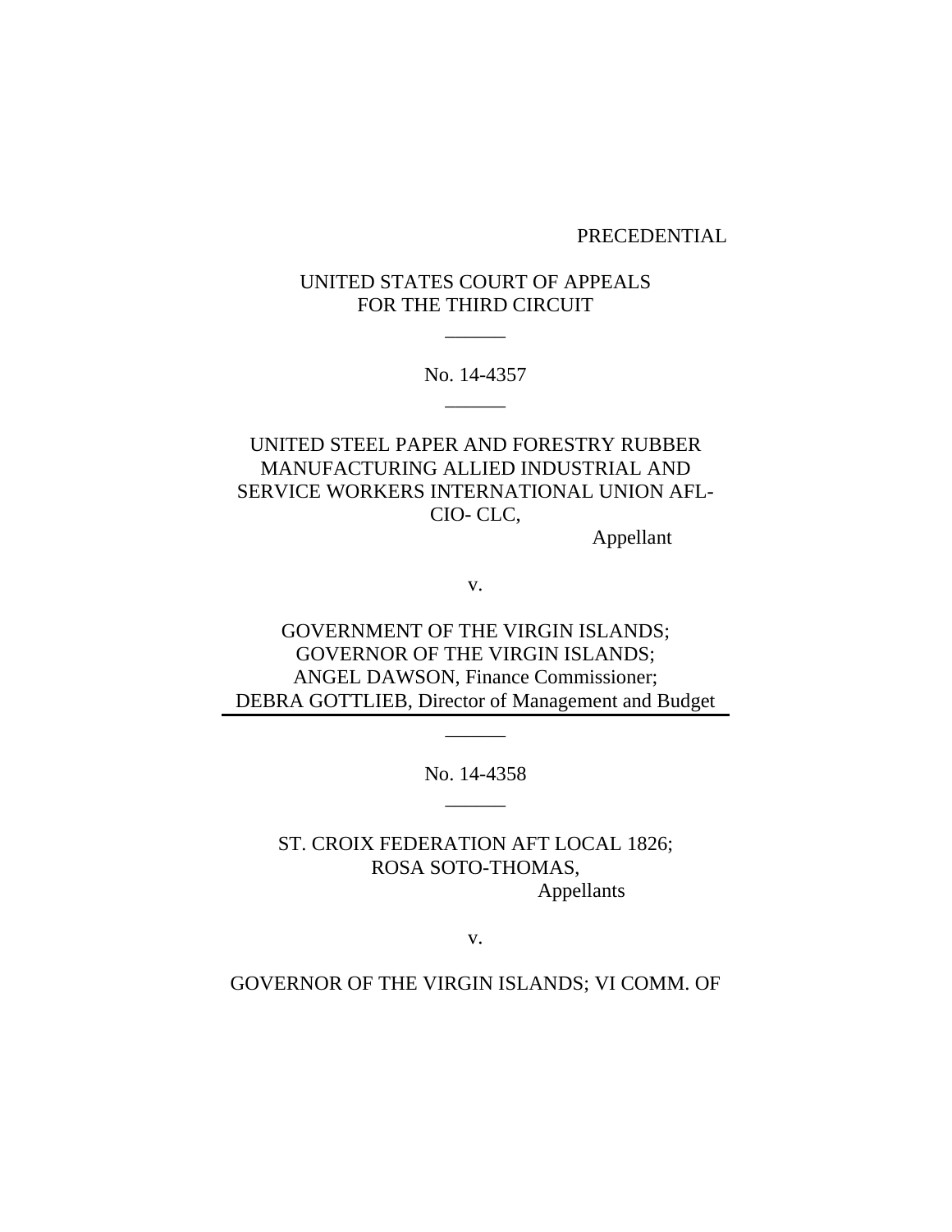PRECEDENTIAL

UNITED STATES COURT OF APPEALS
FOR THE THIRD CIRCUIT

\_\_\_\_\_\_

No. 14-4357

\_\_\_\_\_\_

UNITED STEEL PAPER AND FORESTRY RUBBER MANUFACTURING ALLIED INDUSTRIAL AND SERVICE WORKERS INTERNATIONAL UNION AFL-CIO- CLC,

Appellant

v.

GOVERNMENT OF THE VIRGIN ISLANDS; GOVERNOR OF THE VIRGIN ISLANDS; ANGEL DAWSON, Finance Commissioner; DEBRA GOTTLIEB, Director of Management and Budget

\_\_\_\_\_\_

No. 14-4358

\_\_\_\_\_\_

ST. CROIX FEDERATION AFT LOCAL 1826; ROSA SOTO-THOMAS,

Appellants

v.

GOVERNOR OF THE VIRGIN ISLANDS; VI COMM. OF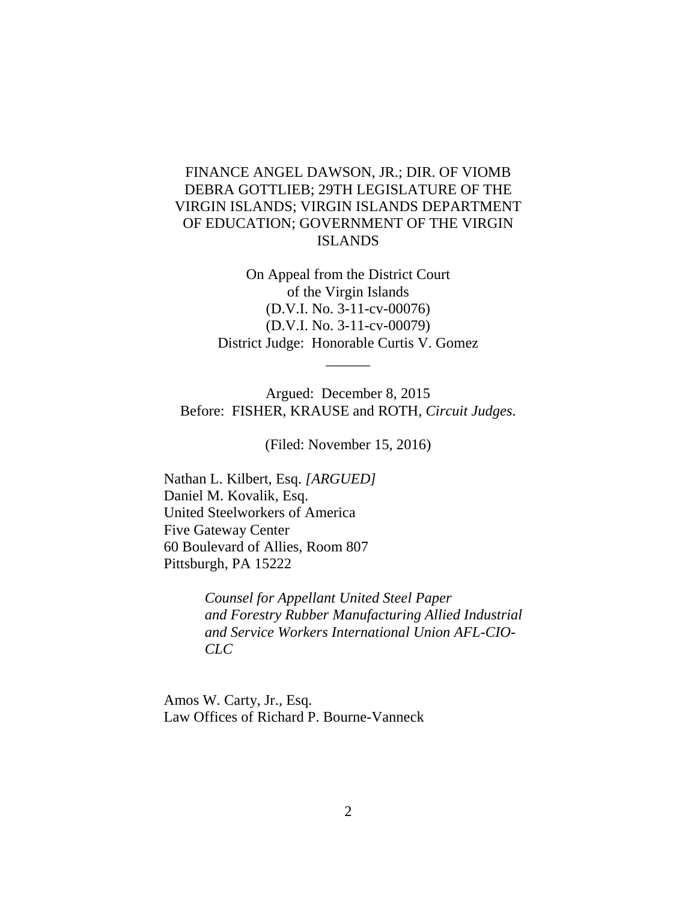FINANCE ANGEL DAWSON, JR.; DIR. OF VIOMB DEBRA GOTTLIEB; 29TH LEGISLATURE OF THE VIRGIN ISLANDS; VIRGIN ISLANDS DEPARTMENT OF EDUCATION; GOVERNMENT OF THE VIRGIN ISLANDS

On Appeal from the District Court
of the Virgin Islands
(D.V.I. No. 3-11-cv-00076)
(D.V.I. No. 3-11-cv-00079)
District Judge: Honorable Curtis V. Gomez

______

Argued: December 8, 2015
Before: FISHER, KRAUSE and ROTH, *Circuit Judges*.

(Filed: November 15, 2016)

Nathan L. Kilbert, Esq. *[ARGUED]*
Daniel M. Kovalik, Esq.
United Steelworkers of America
Five Gateway Center
60 Boulevard of Allies, Room 807
Pittsburgh, PA 15222

> *Counsel for Appellant United Steel Paper and Forestry Rubber Manufacturing Allied Industrial and Service Workers International Union AFL-CIO-CLC*

Amos W. Carty, Jr., Esq.
Law Offices of Richard P. Bourne-Vanneck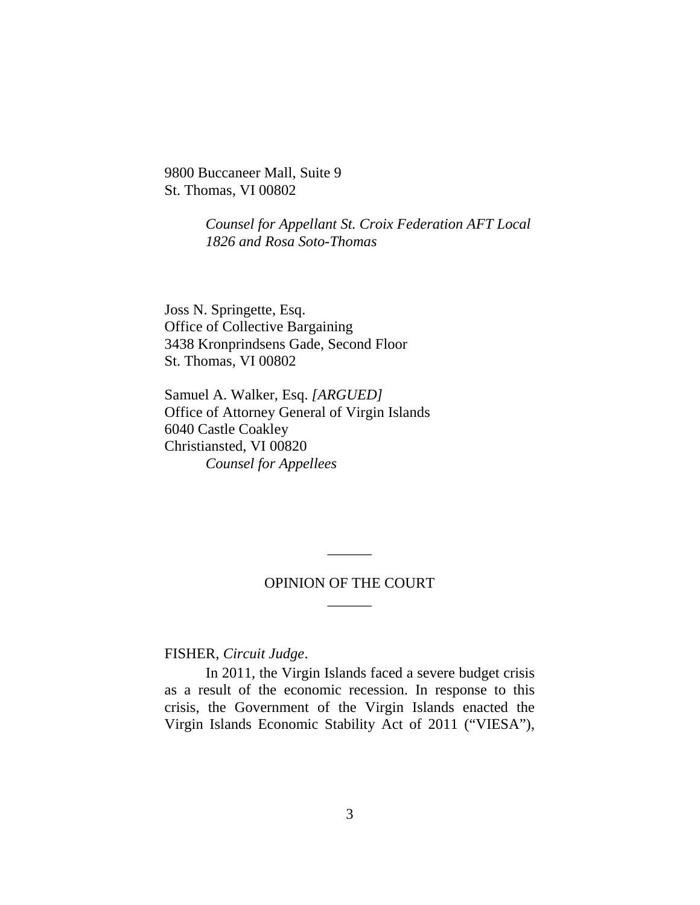9800 Buccaneer Mall, Suite 9
St. Thomas, VI 00802

*Counsel for Appellant St. Croix Federation AFT Local 1826 and Rosa Soto-Thomas*

Joss N. Springette, Esq.
Office of Collective Bargaining
3438 Kronprindsens Gade, Second Floor
St. Thomas, VI 00802

Samuel A. Walker, Esq. *[ARGUED]*
Office of Attorney General of Virgin Islands
6040 Castle Coakley
Christiansted, VI 00820
*Counsel for Appellees*

______

OPINION OF THE COURT

______

FISHER, *Circuit Judge*.

In 2011, the Virgin Islands faced a severe budget crisis as a result of the economic recession. In response to this crisis, the Government of the Virgin Islands enacted the Virgin Islands Economic Stability Act of 2011 ("VIESA"),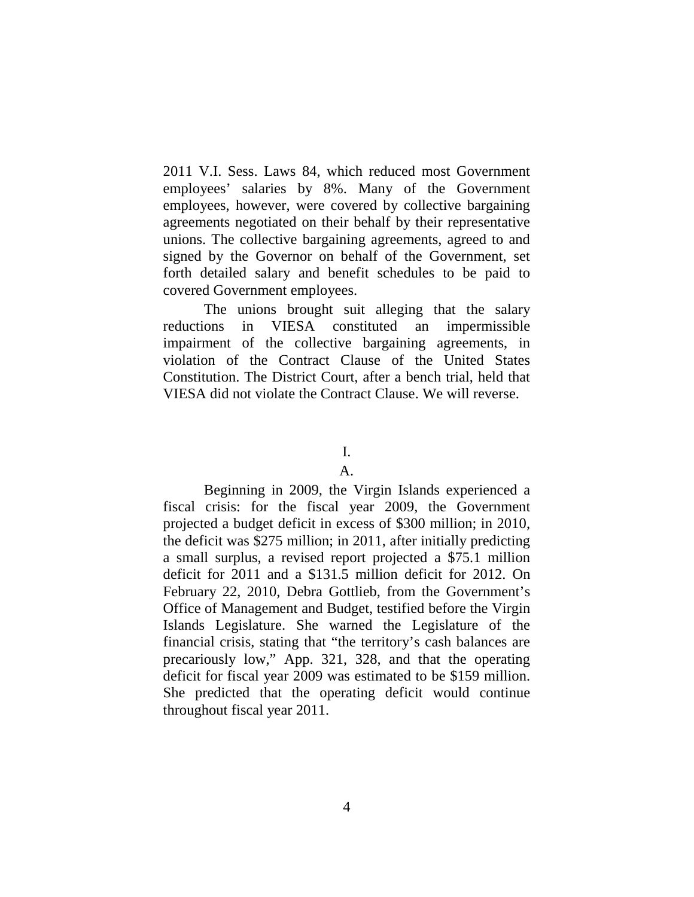2011 V.I. Sess. Laws 84, which reduced most Government employees' salaries by 8%. Many of the Government employees, however, were covered by collective bargaining agreements negotiated on their behalf by their representative unions. The collective bargaining agreements, agreed to and signed by the Governor on behalf of the Government, set forth detailed salary and benefit schedules to be paid to covered Government employees.

The unions brought suit alleging that the salary reductions in VIESA constituted an impermissible impairment of the collective bargaining agreements, in violation of the Contract Clause of the United States Constitution. The District Court, after a bench trial, held that VIESA did not violate the Contract Clause. We will reverse.

## I.

### A.

Beginning in 2009, the Virgin Islands experienced a fiscal crisis: for the fiscal year 2009, the Government projected a budget deficit in excess of $300 million; in 2010, the deficit was $275 million; in 2011, after initially predicting a small surplus, a revised report projected a $75.1 million deficit for 2011 and a $131.5 million deficit for 2012. On February 22, 2010, Debra Gottlieb, from the Government's Office of Management and Budget, testified before the Virgin Islands Legislature. She warned the Legislature of the financial crisis, stating that "the territory's cash balances are precariously low," App. 321, 328, and that the operating deficit for fiscal year 2009 was estimated to be $159 million. She predicted that the operating deficit would continue throughout fiscal year 2011.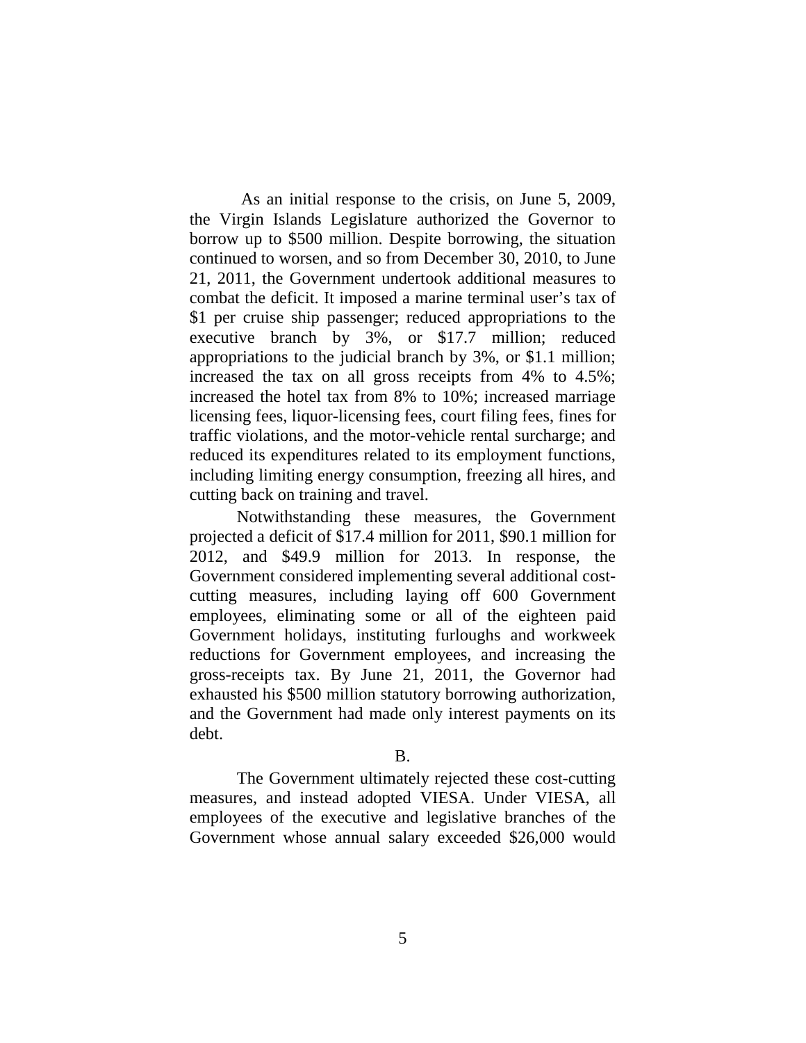As an initial response to the crisis, on June 5, 2009, the Virgin Islands Legislature authorized the Governor to borrow up to $500 million. Despite borrowing, the situation continued to worsen, and so from December 30, 2010, to June 21, 2011, the Government undertook additional measures to combat the deficit. It imposed a marine terminal user's tax of $1 per cruise ship passenger; reduced appropriations to the executive branch by 3%, or $17.7 million; reduced appropriations to the judicial branch by 3%, or $1.1 million; increased the tax on all gross receipts from 4% to 4.5%; increased the hotel tax from 8% to 10%; increased marriage licensing fees, liquor-licensing fees, court filing fees, fines for traffic violations, and the motor-vehicle rental surcharge; and reduced its expenditures related to its employment functions, including limiting energy consumption, freezing all hires, and cutting back on training and travel.

Notwithstanding these measures, the Government projected a deficit of $17.4 million for 2011, $90.1 million for 2012, and $49.9 million for 2013. In response, the Government considered implementing several additional cost-cutting measures, including laying off 600 Government employees, eliminating some or all of the eighteen paid Government holidays, instituting furloughs and workweek reductions for Government employees, and increasing the gross-receipts tax. By June 21, 2011, the Governor had exhausted his $500 million statutory borrowing authorization, and the Government had made only interest payments on its debt.

B.

The Government ultimately rejected these cost-cutting measures, and instead adopted VIESA. Under VIESA, all employees of the executive and legislative branches of the Government whose annual salary exceeded $26,000 would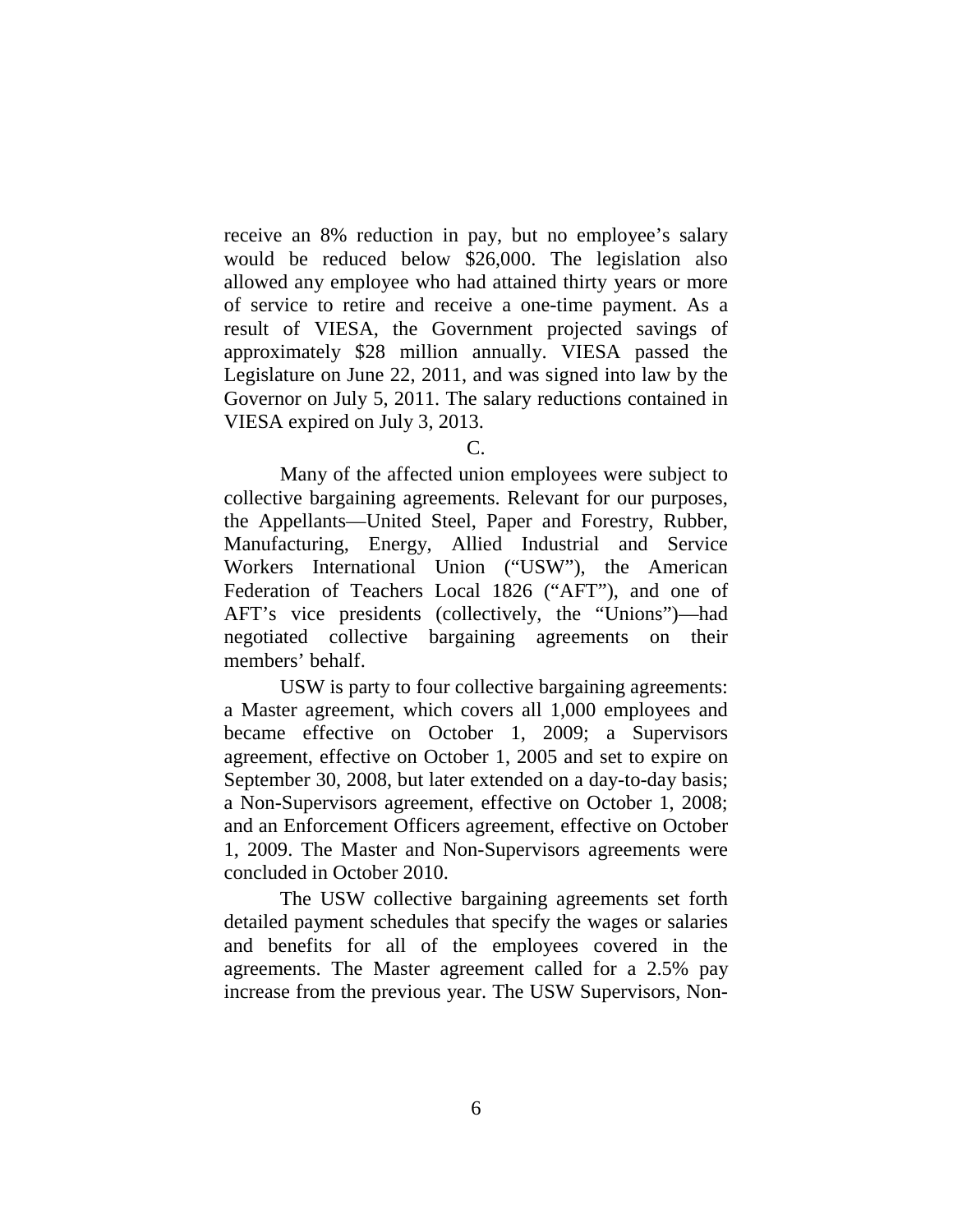receive an 8% reduction in pay, but no employee's salary would be reduced below $26,000. The legislation also allowed any employee who had attained thirty years or more of service to retire and receive a one-time payment. As a result of VIESA, the Government projected savings of approximately $28 million annually. VIESA passed the Legislature on June 22, 2011, and was signed into law by the Governor on July 5, 2011. The salary reductions contained in VIESA expired on July 3, 2013.

C.

Many of the affected union employees were subject to collective bargaining agreements. Relevant for our purposes, the Appellants—United Steel, Paper and Forestry, Rubber, Manufacturing, Energy, Allied Industrial and Service Workers International Union ("USW"), the American Federation of Teachers Local 1826 ("AFT"), and one of AFT's vice presidents (collectively, the "Unions")—had negotiated collective bargaining agreements on their members' behalf.

USW is party to four collective bargaining agreements: a Master agreement, which covers all 1,000 employees and became effective on October 1, 2009; a Supervisors agreement, effective on October 1, 2005 and set to expire on September 30, 2008, but later extended on a day-to-day basis; a Non-Supervisors agreement, effective on October 1, 2008; and an Enforcement Officers agreement, effective on October 1, 2009. The Master and Non-Supervisors agreements were concluded in October 2010.

The USW collective bargaining agreements set forth detailed payment schedules that specify the wages or salaries and benefits for all of the employees covered in the agreements. The Master agreement called for a 2.5% pay increase from the previous year. The USW Supervisors, Non-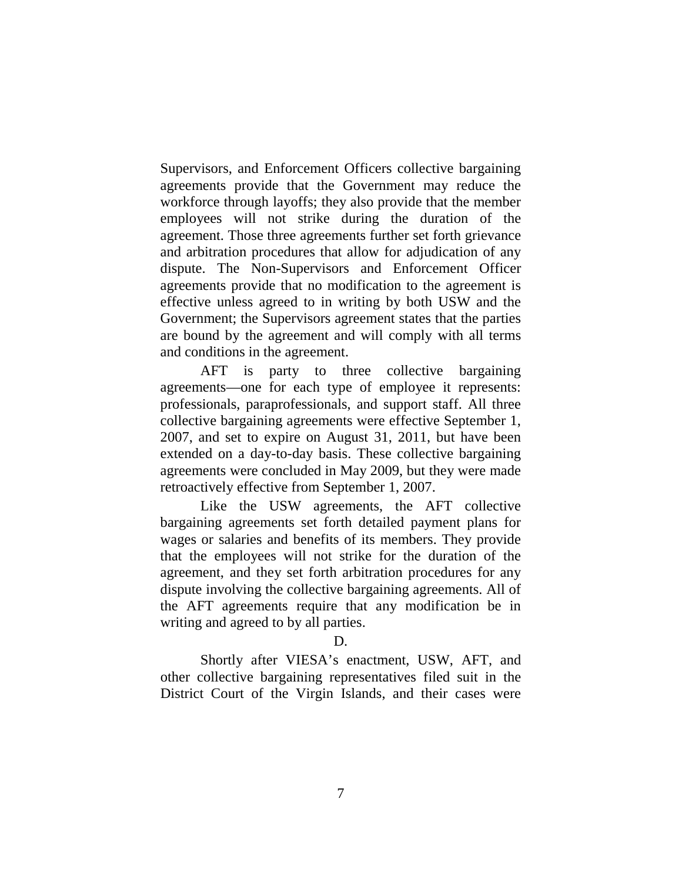Supervisors, and Enforcement Officers collective bargaining agreements provide that the Government may reduce the workforce through layoffs; they also provide that the member employees will not strike during the duration of the agreement. Those three agreements further set forth grievance and arbitration procedures that allow for adjudication of any dispute. The Non-Supervisors and Enforcement Officer agreements provide that no modification to the agreement is effective unless agreed to in writing by both USW and the Government; the Supervisors agreement states that the parties are bound by the agreement and will comply with all terms and conditions in the agreement.

AFT is party to three collective bargaining agreements—one for each type of employee it represents: professionals, paraprofessionals, and support staff. All three collective bargaining agreements were effective September 1, 2007, and set to expire on August 31, 2011, but have been extended on a day-to-day basis. These collective bargaining agreements were concluded in May 2009, but they were made retroactively effective from September 1, 2007.

Like the USW agreements, the AFT collective bargaining agreements set forth detailed payment plans for wages or salaries and benefits of its members. They provide that the employees will not strike for the duration of the agreement, and they set forth arbitration procedures for any dispute involving the collective bargaining agreements. All of the AFT agreements require that any modification be in writing and agreed to by all parties.

D.

Shortly after VIESA's enactment, USW, AFT, and other collective bargaining representatives filed suit in the District Court of the Virgin Islands, and their cases were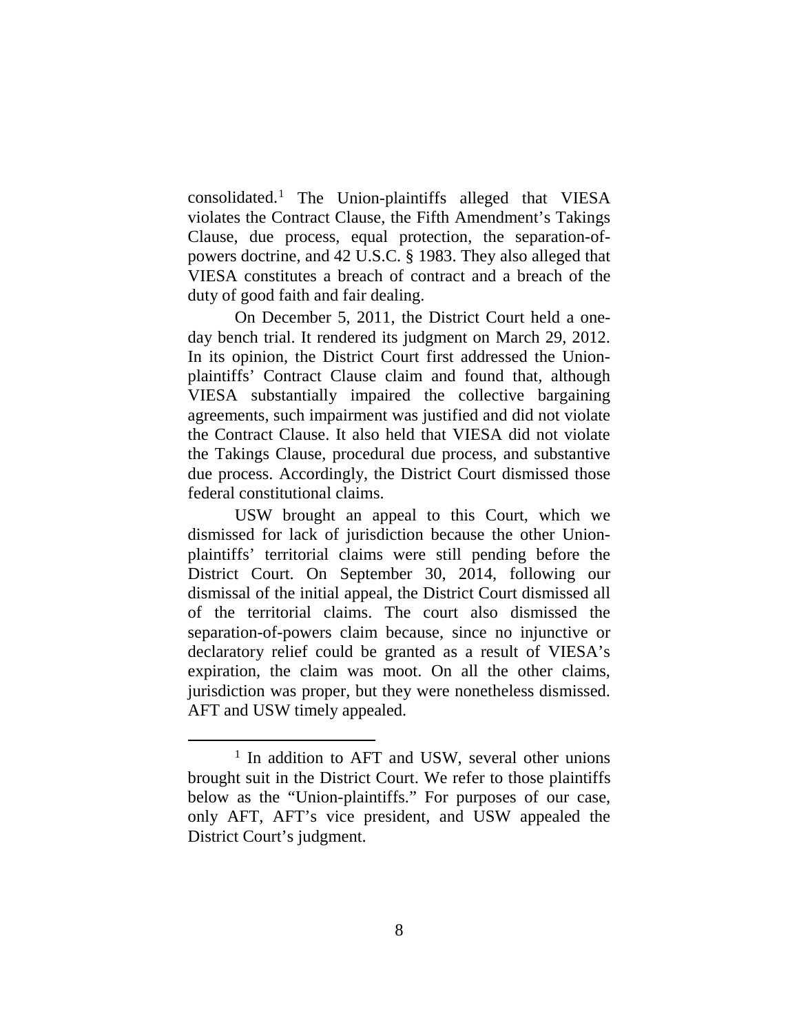consolidated.[1] The Union-plaintiffs alleged that VIESA violates the Contract Clause, the Fifth Amendment's Takings Clause, due process, equal protection, the separation-of-powers doctrine, and 42 U.S.C. § 1983. They also alleged that VIESA constitutes a breach of contract and a breach of the duty of good faith and fair dealing.

On December 5, 2011, the District Court held a one-day bench trial. It rendered its judgment on March 29, 2012. In its opinion, the District Court first addressed the Union-plaintiffs' Contract Clause claim and found that, although VIESA substantially impaired the collective bargaining agreements, such impairment was justified and did not violate the Contract Clause. It also held that VIESA did not violate the Takings Clause, procedural due process, and substantive due process. Accordingly, the District Court dismissed those federal constitutional claims.

USW brought an appeal to this Court, which we dismissed for lack of jurisdiction because the other Union-plaintiffs' territorial claims were still pending before the District Court. On September 30, 2014, following our dismissal of the initial appeal, the District Court dismissed all of the territorial claims. The court also dismissed the separation-of-powers claim because, since no injunctive or declaratory relief could be granted as a result of VIESA's expiration, the claim was moot. On all the other claims, jurisdiction was proper, but they were nonetheless dismissed. AFT and USW timely appealed.

[1] In addition to AFT and USW, several other unions brought suit in the District Court. We refer to those plaintiffs below as the "Union-plaintiffs." For purposes of our case, only AFT, AFT's vice president, and USW appealed the District Court's judgment.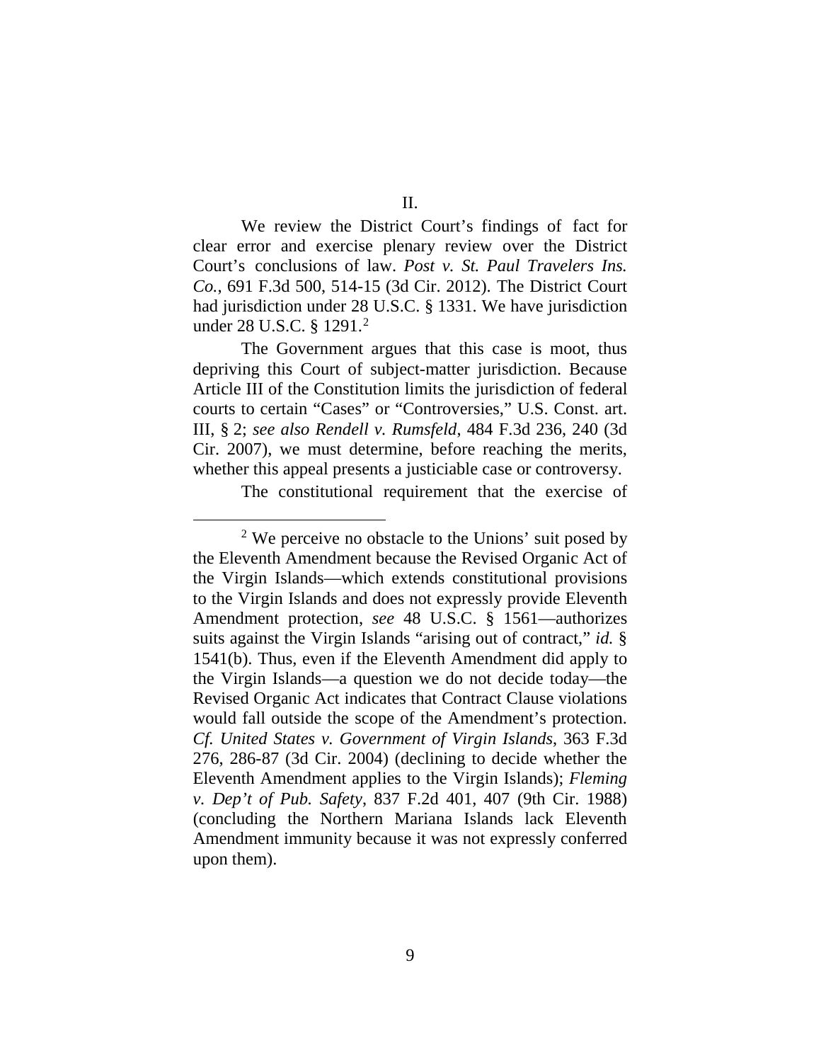## II.

We review the District Court's findings of fact for clear error and exercise plenary review over the District Court's conclusions of law. *Post v. St. Paul Travelers Ins. Co.*, 691 F.3d 500, 514-15 (3d Cir. 2012). The District Court had jurisdiction under 28 U.S.C. § 1331. We have jurisdiction under 28 U.S.C. § 1291.[2]

The Government argues that this case is moot, thus depriving this Court of subject-matter jurisdiction. Because Article III of the Constitution limits the jurisdiction of federal courts to certain "Cases" or "Controversies," U.S. Const. art. III, § 2; *see also Rendell v. Rumsfeld*, 484 F.3d 236, 240 (3d Cir. 2007), we must determine, before reaching the merits, whether this appeal presents a justiciable case or controversy.

The constitutional requirement that the exercise of

---

[2] We perceive no obstacle to the Unions' suit posed by the Eleventh Amendment because the Revised Organic Act of the Virgin Islands—which extends constitutional provisions to the Virgin Islands and does not expressly provide Eleventh Amendment protection, *see* 48 U.S.C. § 1561—authorizes suits against the Virgin Islands "arising out of contract," *id.* § 1541(b). Thus, even if the Eleventh Amendment did apply to the Virgin Islands—a question we do not decide today—the Revised Organic Act indicates that Contract Clause violations would fall outside the scope of the Amendment's protection. *Cf. United States v. Government of Virgin Islands*, 363 F.3d 276, 286-87 (3d Cir. 2004) (declining to decide whether the Eleventh Amendment applies to the Virgin Islands); *Fleming v. Dep't of Pub. Safety*, 837 F.2d 401, 407 (9th Cir. 1988) (concluding the Northern Mariana Islands lack Eleventh Amendment immunity because it was not expressly conferred upon them).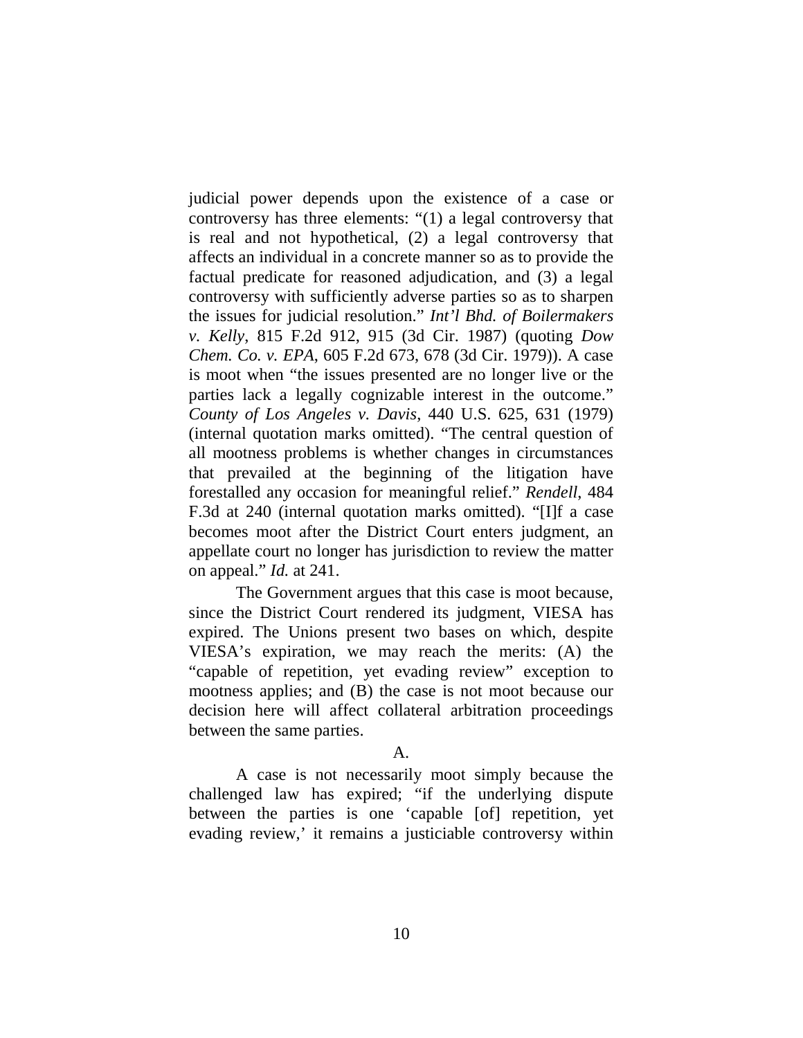judicial power depends upon the existence of a case or controversy has three elements: "(1) a legal controversy that is real and not hypothetical, (2) a legal controversy that affects an individual in a concrete manner so as to provide the factual predicate for reasoned adjudication, and (3) a legal controversy with sufficiently adverse parties so as to sharpen the issues for judicial resolution." *Int'l Bhd. of Boilermakers v. Kelly*, 815 F.2d 912, 915 (3d Cir. 1987) (quoting *Dow Chem. Co. v. EPA*, 605 F.2d 673, 678 (3d Cir. 1979)). A case is moot when "the issues presented are no longer live or the parties lack a legally cognizable interest in the outcome." *County of Los Angeles v. Davis*, 440 U.S. 625, 631 (1979) (internal quotation marks omitted). "The central question of all mootness problems is whether changes in circumstances that prevailed at the beginning of the litigation have forestalled any occasion for meaningful relief." *Rendell*, 484 F.3d at 240 (internal quotation marks omitted). "[I]f a case becomes moot after the District Court enters judgment, an appellate court no longer has jurisdiction to review the matter on appeal." *Id.* at 241.

The Government argues that this case is moot because, since the District Court rendered its judgment, VIESA has expired. The Unions present two bases on which, despite VIESA's expiration, we may reach the merits: (A) the "capable of repetition, yet evading review" exception to mootness applies; and (B) the case is not moot because our decision here will affect collateral arbitration proceedings between the same parties.

A.

A case is not necessarily moot simply because the challenged law has expired; "if the underlying dispute between the parties is one 'capable [of] repetition, yet evading review,' it remains a justiciable controversy within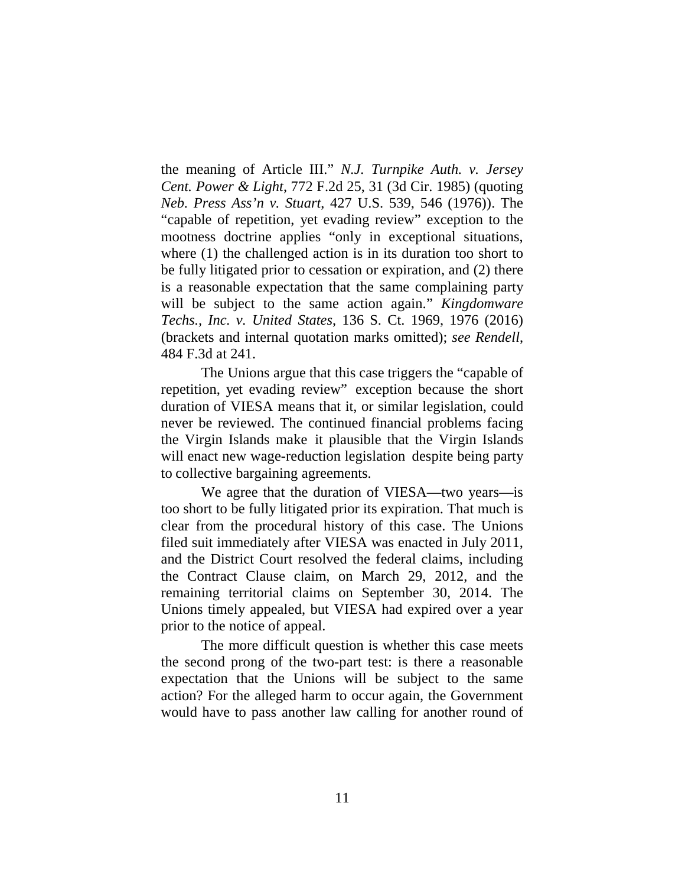the meaning of Article III." *N.J. Turnpike Auth. v. Jersey Cent. Power & Light*, 772 F.2d 25, 31 (3d Cir. 1985) (quoting *Neb. Press Ass'n v. Stuart*, 427 U.S. 539, 546 (1976)). The "capable of repetition, yet evading review" exception to the mootness doctrine applies "only in exceptional situations, where (1) the challenged action is in its duration too short to be fully litigated prior to cessation or expiration, and (2) there is a reasonable expectation that the same complaining party will be subject to the same action again." *Kingdomware Techs., Inc. v. United States*, 136 S. Ct. 1969, 1976 (2016) (brackets and internal quotation marks omitted); *see Rendell*, 484 F.3d at 241.

The Unions argue that this case triggers the "capable of repetition, yet evading review" exception because the short duration of VIESA means that it, or similar legislation, could never be reviewed. The continued financial problems facing the Virgin Islands make it plausible that the Virgin Islands will enact new wage-reduction legislation despite being party to collective bargaining agreements.

We agree that the duration of VIESA—two years—is too short to be fully litigated prior its expiration. That much is clear from the procedural history of this case. The Unions filed suit immediately after VIESA was enacted in July 2011, and the District Court resolved the federal claims, including the Contract Clause claim, on March 29, 2012, and the remaining territorial claims on September 30, 2014. The Unions timely appealed, but VIESA had expired over a year prior to the notice of appeal.

The more difficult question is whether this case meets the second prong of the two-part test: is there a reasonable expectation that the Unions will be subject to the same action? For the alleged harm to occur again, the Government would have to pass another law calling for another round of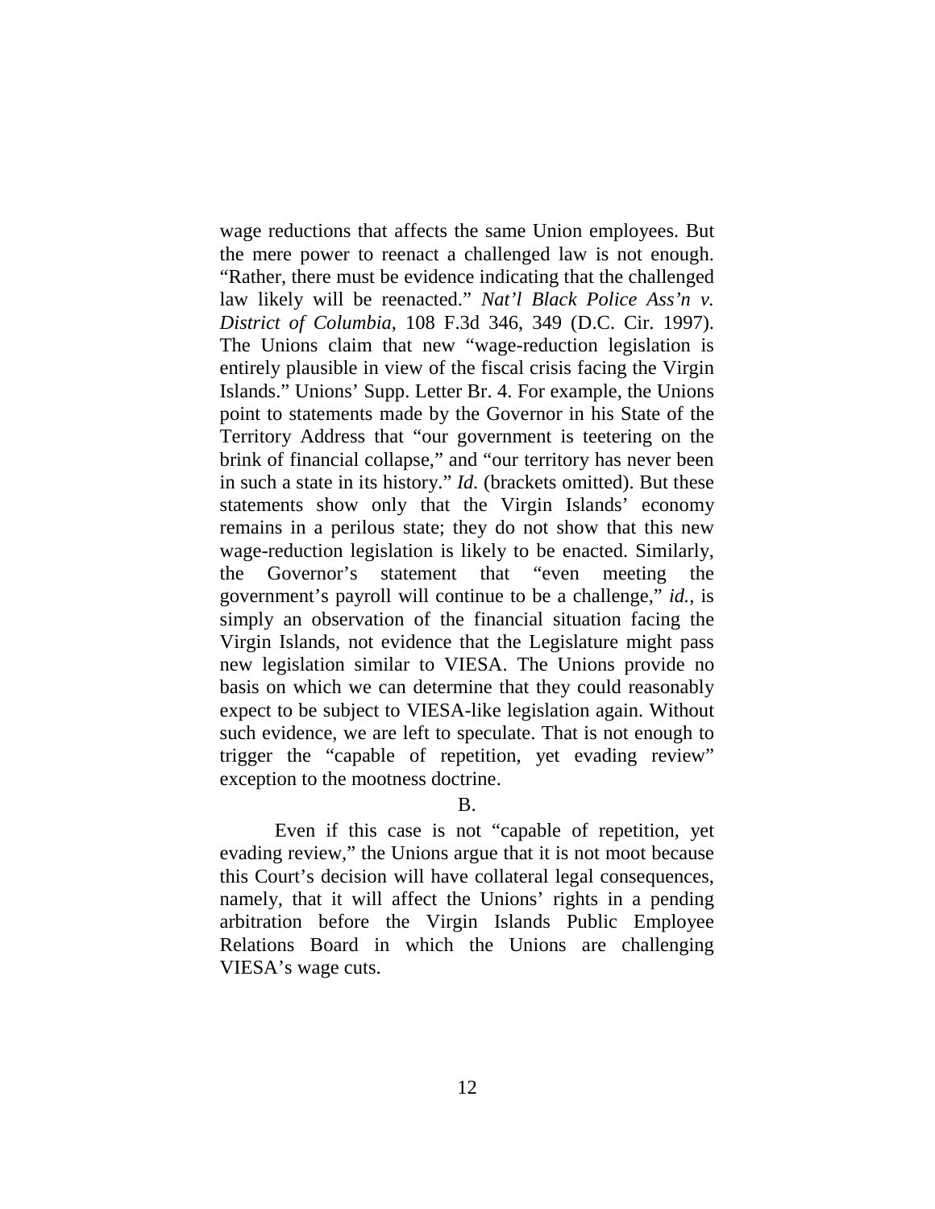wage reductions that affects the same Union employees. But the mere power to reenact a challenged law is not enough. "Rather, there must be evidence indicating that the challenged law likely will be reenacted." *Nat'l Black Police Ass'n v. District of Columbia*, 108 F.3d 346, 349 (D.C. Cir. 1997). The Unions claim that new "wage-reduction legislation is entirely plausible in view of the fiscal crisis facing the Virgin Islands." Unions' Supp. Letter Br. 4. For example, the Unions point to statements made by the Governor in his State of the Territory Address that "our government is teetering on the brink of financial collapse," and "our territory has never been in such a state in its history." *Id.* (brackets omitted). But these statements show only that the Virgin Islands' economy remains in a perilous state; they do not show that this new wage-reduction legislation is likely to be enacted. Similarly, the Governor's statement that "even meeting the government's payroll will continue to be a challenge," *id.*, is simply an observation of the financial situation facing the Virgin Islands, not evidence that the Legislature might pass new legislation similar to VIESA. The Unions provide no basis on which we can determine that they could reasonably expect to be subject to VIESA-like legislation again. Without such evidence, we are left to speculate. That is not enough to trigger the "capable of repetition, yet evading review" exception to the mootness doctrine.

B.

Even if this case is not "capable of repetition, yet evading review," the Unions argue that it is not moot because this Court's decision will have collateral legal consequences, namely, that it will affect the Unions' rights in a pending arbitration before the Virgin Islands Public Employee Relations Board in which the Unions are challenging VIESA's wage cuts.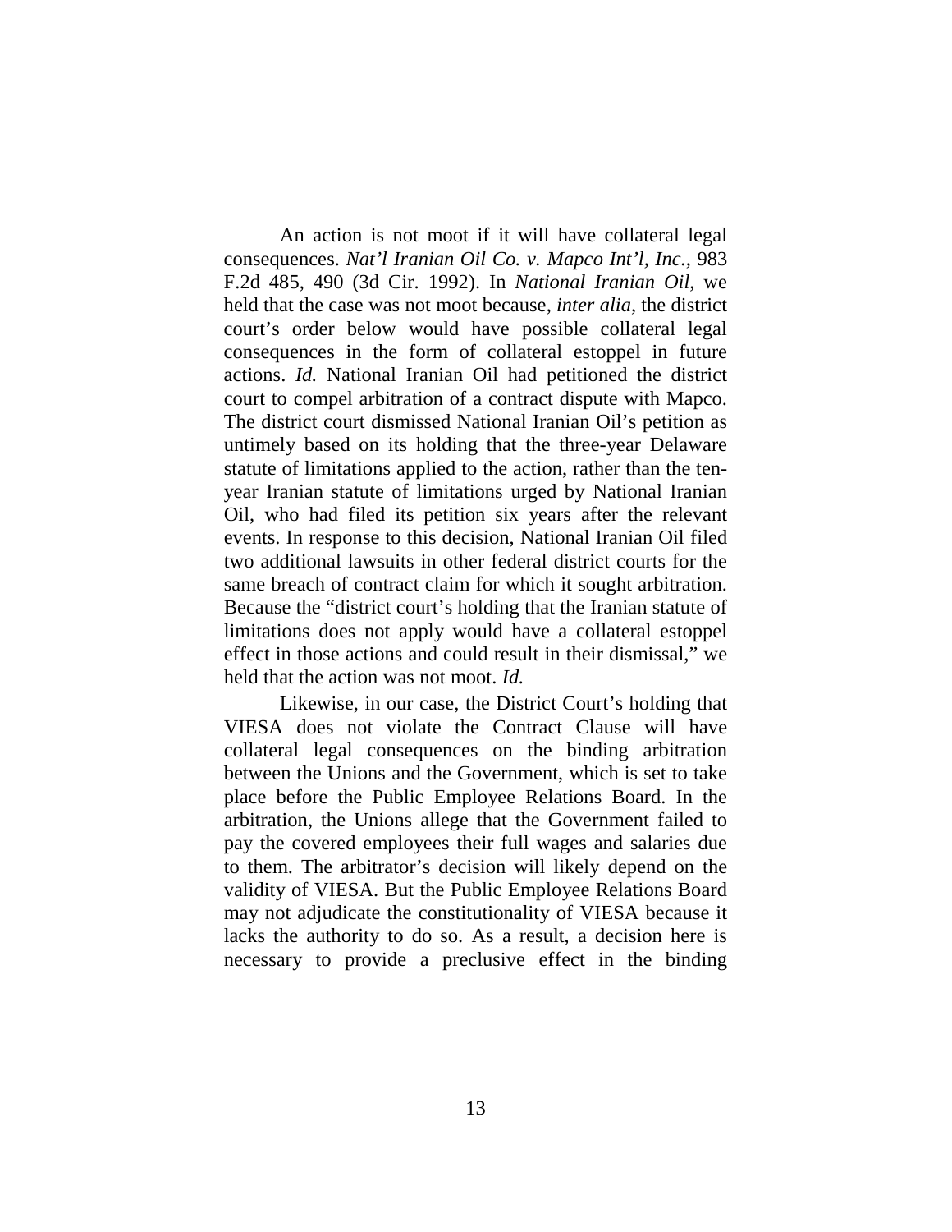An action is not moot if it will have collateral legal consequences. *Nat'l Iranian Oil Co. v. Mapco Int'l, Inc.*, 983 F.2d 485, 490 (3d Cir. 1992). In *National Iranian Oil*, we held that the case was not moot because, *inter alia*, the district court's order below would have possible collateral legal consequences in the form of collateral estoppel in future actions. *Id.* National Iranian Oil had petitioned the district court to compel arbitration of a contract dispute with Mapco. The district court dismissed National Iranian Oil's petition as untimely based on its holding that the three-year Delaware statute of limitations applied to the action, rather than the ten-year Iranian statute of limitations urged by National Iranian Oil, who had filed its petition six years after the relevant events. In response to this decision, National Iranian Oil filed two additional lawsuits in other federal district courts for the same breach of contract claim for which it sought arbitration. Because the "district court's holding that the Iranian statute of limitations does not apply would have a collateral estoppel effect in those actions and could result in their dismissal," we held that the action was not moot. *Id.*

Likewise, in our case, the District Court's holding that VIESA does not violate the Contract Clause will have collateral legal consequences on the binding arbitration between the Unions and the Government, which is set to take place before the Public Employee Relations Board. In the arbitration, the Unions allege that the Government failed to pay the covered employees their full wages and salaries due to them. The arbitrator's decision will likely depend on the validity of VIESA. But the Public Employee Relations Board may not adjudicate the constitutionality of VIESA because it lacks the authority to do so. As a result, a decision here is necessary to provide a preclusive effect in the binding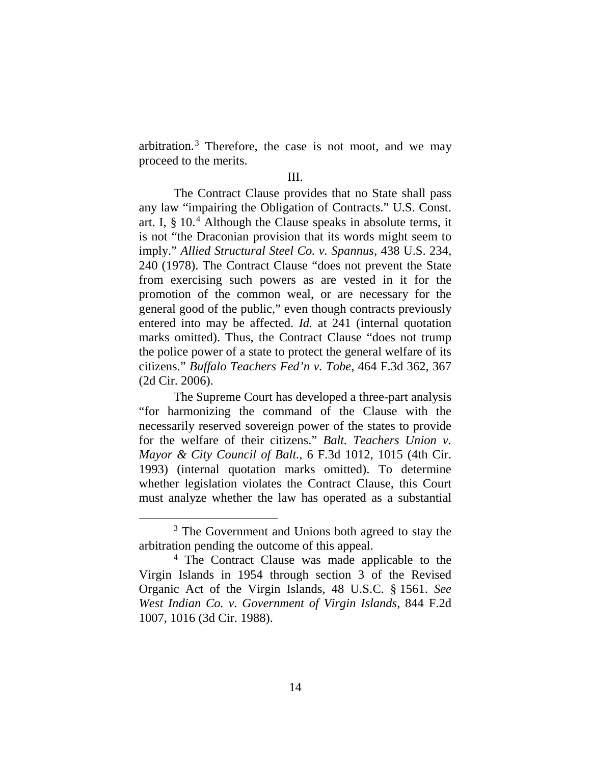arbitration.[3] Therefore, the case is not moot, and we may proceed to the merits.

III.

The Contract Clause provides that no State shall pass any law "impairing the Obligation of Contracts." U.S. Const. art. I, § 10.[4] Although the Clause speaks in absolute terms, it is not "the Draconian provision that its words might seem to imply." *Allied Structural Steel Co. v. Spannus*, 438 U.S. 234, 240 (1978). The Contract Clause "does not prevent the State from exercising such powers as are vested in it for the promotion of the common weal, or are necessary for the general good of the public," even though contracts previously entered into may be affected. *Id.* at 241 (internal quotation marks omitted). Thus, the Contract Clause "does not trump the police power of a state to protect the general welfare of its citizens." *Buffalo Teachers Fed'n v. Tobe*, 464 F.3d 362, 367 (2d Cir. 2006).

The Supreme Court has developed a three-part analysis "for harmonizing the command of the Clause with the necessarily reserved sovereign power of the states to provide for the welfare of their citizens." *Balt. Teachers Union v. Mayor & City Council of Balt.*, 6 F.3d 1012, 1015 (4th Cir. 1993) (internal quotation marks omitted). To determine whether legislation violates the Contract Clause, this Court must analyze whether the law has operated as a substantial

[3] The Government and Unions both agreed to stay the arbitration pending the outcome of this appeal.

[4] The Contract Clause was made applicable to the Virgin Islands in 1954 through section 3 of the Revised Organic Act of the Virgin Islands, 48 U.S.C. § 1561. *See West Indian Co. v. Government of Virgin Islands*, 844 F.2d 1007, 1016 (3d Cir. 1988).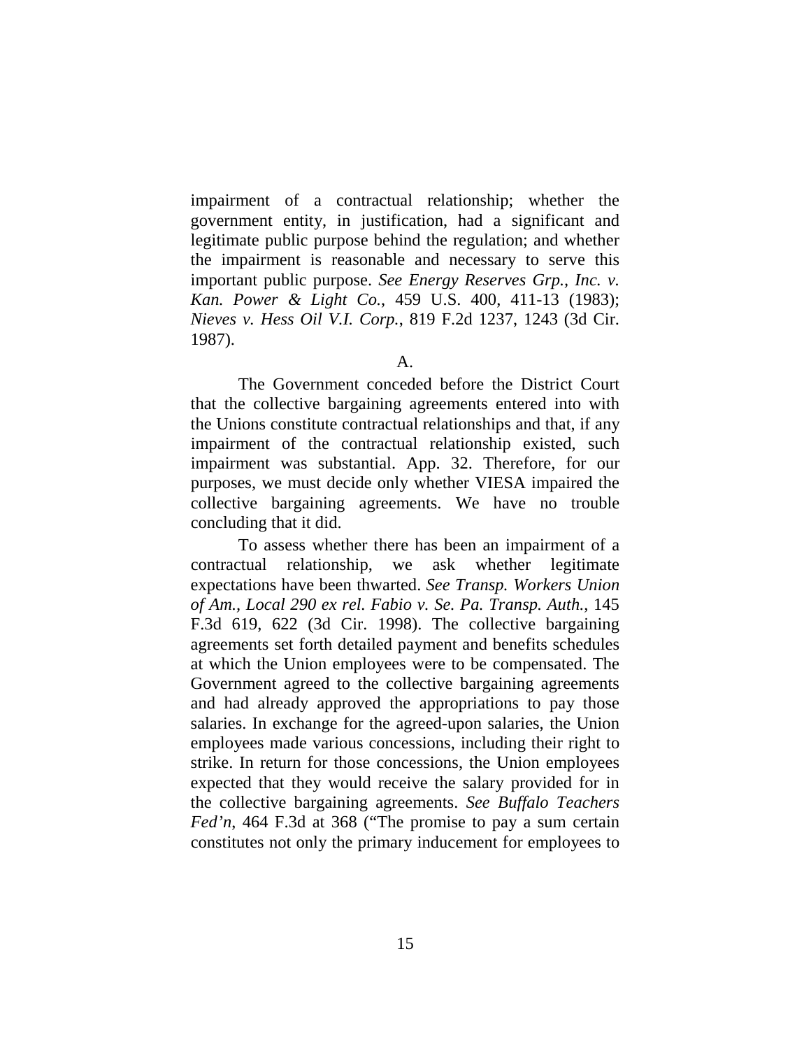impairment of a contractual relationship; whether the government entity, in justification, had a significant and legitimate public purpose behind the regulation; and whether the impairment is reasonable and necessary to serve this important public purpose. *See Energy Reserves Grp., Inc. v. Kan. Power & Light Co.*, 459 U.S. 400, 411-13 (1983); *Nieves v. Hess Oil V.I. Corp.*, 819 F.2d 1237, 1243 (3d Cir. 1987).

A.

The Government conceded before the District Court that the collective bargaining agreements entered into with the Unions constitute contractual relationships and that, if any impairment of the contractual relationship existed, such impairment was substantial. App. 32. Therefore, for our purposes, we must decide only whether VIESA impaired the collective bargaining agreements. We have no trouble concluding that it did.

To assess whether there has been an impairment of a contractual relationship, we ask whether legitimate expectations have been thwarted. *See Transp. Workers Union of Am., Local 290 ex rel. Fabio v. Se. Pa. Transp. Auth.*, 145 F.3d 619, 622 (3d Cir. 1998). The collective bargaining agreements set forth detailed payment and benefits schedules at which the Union employees were to be compensated. The Government agreed to the collective bargaining agreements and had already approved the appropriations to pay those salaries. In exchange for the agreed-upon salaries, the Union employees made various concessions, including their right to strike. In return for those concessions, the Union employees expected that they would receive the salary provided for in the collective bargaining agreements. *See Buffalo Teachers Fed'n*, 464 F.3d at 368 ("The promise to pay a sum certain constitutes not only the primary inducement for employees to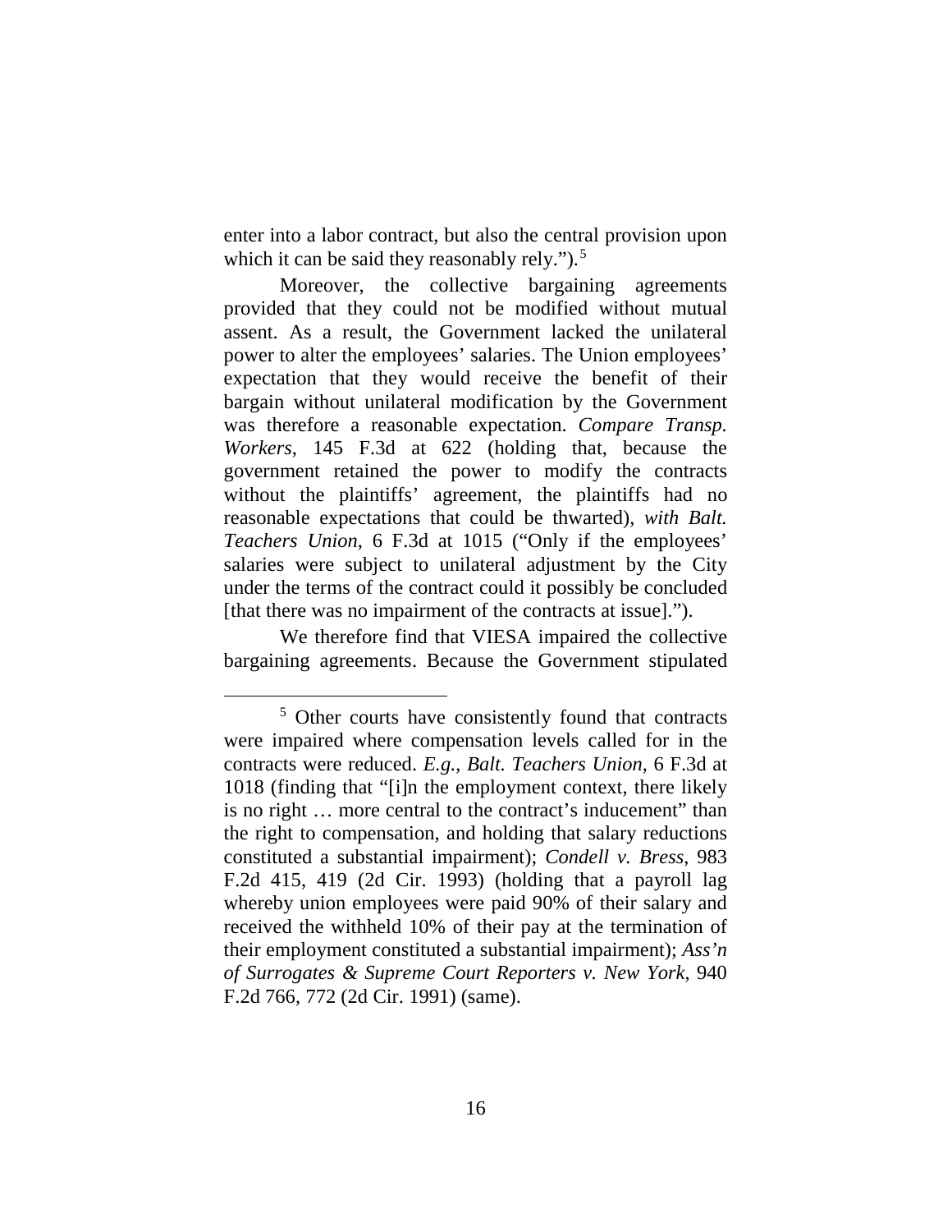enter into a labor contract, but also the central provision upon which it can be said they reasonably rely.").[5]

Moreover, the collective bargaining agreements provided that they could not be modified without mutual assent. As a result, the Government lacked the unilateral power to alter the employees' salaries. The Union employees' expectation that they would receive the benefit of their bargain without unilateral modification by the Government was therefore a reasonable expectation. *Compare Transp. Workers*, 145 F.3d at 622 (holding that, because the government retained the power to modify the contracts without the plaintiffs' agreement, the plaintiffs had no reasonable expectations that could be thwarted), *with Balt. Teachers Union*, 6 F.3d at 1015 ("Only if the employees' salaries were subject to unilateral adjustment by the City under the terms of the contract could it possibly be concluded [that there was no impairment of the contracts at issue].").

We therefore find that VIESA impaired the collective bargaining agreements. Because the Government stipulated

[5] Other courts have consistently found that contracts were impaired where compensation levels called for in the contracts were reduced. *E.g.*, *Balt. Teachers Union*, 6 F.3d at 1018 (finding that "[i]n the employment context, there likely is no right … more central to the contract's inducement" than the right to compensation, and holding that salary reductions constituted a substantial impairment); *Condell v. Bress*, 983 F.2d 415, 419 (2d Cir. 1993) (holding that a payroll lag whereby union employees were paid 90% of their salary and received the withheld 10% of their pay at the termination of their employment constituted a substantial impairment); *Ass'n of Surrogates & Supreme Court Reporters v. New York*, 940 F.2d 766, 772 (2d Cir. 1991) (same).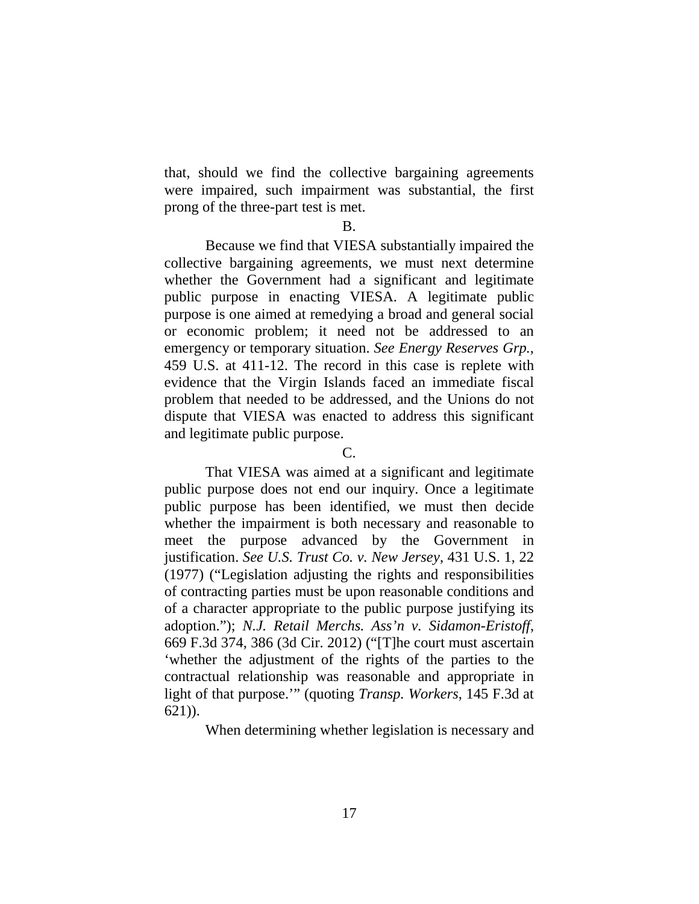that, should we find the collective bargaining agreements were impaired, such impairment was substantial, the first prong of the three-part test is met.

B.

Because we find that VIESA substantially impaired the collective bargaining agreements, we must next determine whether the Government had a significant and legitimate public purpose in enacting VIESA. A legitimate public purpose is one aimed at remedying a broad and general social or economic problem; it need not be addressed to an emergency or temporary situation. *See Energy Reserves Grp.*, 459 U.S. at 411-12. The record in this case is replete with evidence that the Virgin Islands faced an immediate fiscal problem that needed to be addressed, and the Unions do not dispute that VIESA was enacted to address this significant and legitimate public purpose.

C.

That VIESA was aimed at a significant and legitimate public purpose does not end our inquiry. Once a legitimate public purpose has been identified, we must then decide whether the impairment is both necessary and reasonable to meet the purpose advanced by the Government in justification. *See U.S. Trust Co. v. New Jersey*, 431 U.S. 1, 22 (1977) ("Legislation adjusting the rights and responsibilities of contracting parties must be upon reasonable conditions and of a character appropriate to the public purpose justifying its adoption."); *N.J. Retail Merchs. Ass'n v. Sidamon-Eristoff*, 669 F.3d 374, 386 (3d Cir. 2012) ("[T]he court must ascertain 'whether the adjustment of the rights of the parties to the contractual relationship was reasonable and appropriate in light of that purpose.'" (quoting *Transp. Workers*, 145 F.3d at 621)).

When determining whether legislation is necessary and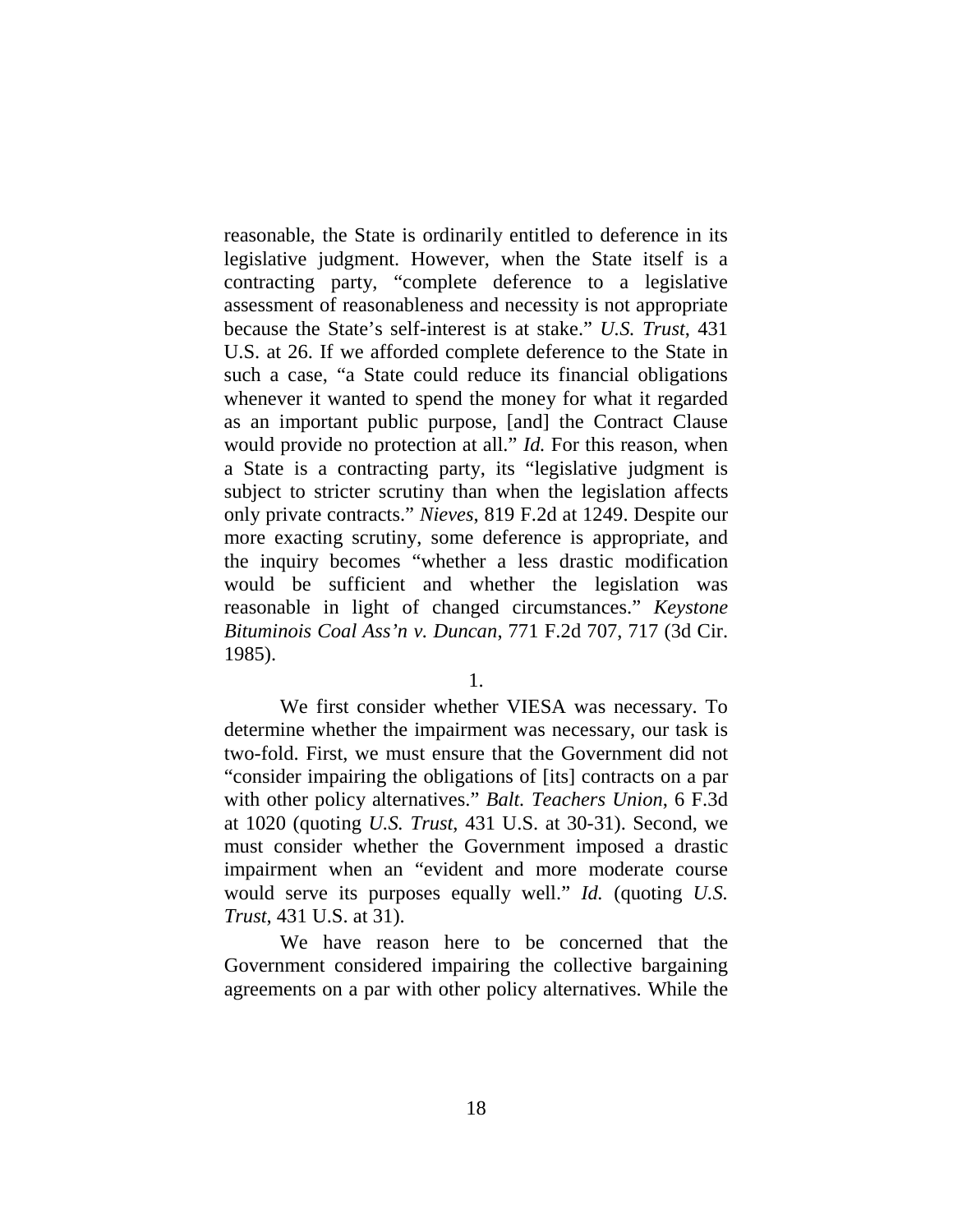reasonable, the State is ordinarily entitled to deference in its legislative judgment. However, when the State itself is a contracting party, "complete deference to a legislative assessment of reasonableness and necessity is not appropriate because the State's self-interest is at stake." *U.S. Trust*, 431 U.S. at 26. If we afforded complete deference to the State in such a case, "a State could reduce its financial obligations whenever it wanted to spend the money for what it regarded as an important public purpose, [and] the Contract Clause would provide no protection at all." *Id.* For this reason, when a State is a contracting party, its "legislative judgment is subject to stricter scrutiny than when the legislation affects only private contracts." *Nieves*, 819 F.2d at 1249. Despite our more exacting scrutiny, some deference is appropriate, and the inquiry becomes "whether a less drastic modification would be sufficient and whether the legislation was reasonable in light of changed circumstances." *Keystone Bituminois Coal Ass'n v. Duncan*, 771 F.2d 707, 717 (3d Cir. 1985).

1.

We first consider whether VIESA was necessary. To determine whether the impairment was necessary, our task is two-fold. First, we must ensure that the Government did not "consider impairing the obligations of [its] contracts on a par with other policy alternatives." *Balt. Teachers Union*, 6 F.3d at 1020 (quoting *U.S. Trust*, 431 U.S. at 30-31). Second, we must consider whether the Government imposed a drastic impairment when an "evident and more moderate course would serve its purposes equally well." *Id.* (quoting *U.S. Trust*, 431 U.S. at 31).

We have reason here to be concerned that the Government considered impairing the collective bargaining agreements on a par with other policy alternatives. While the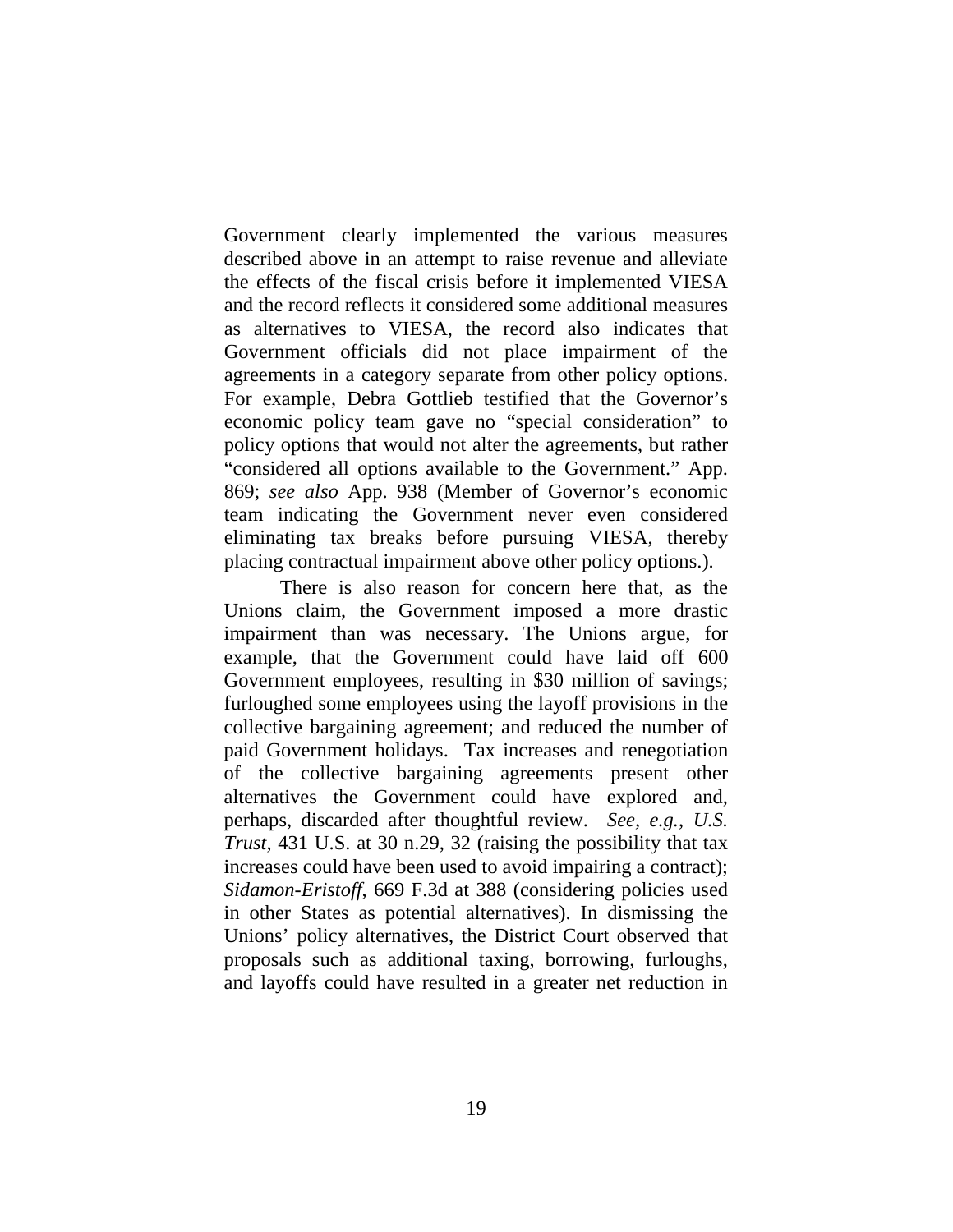Government clearly implemented the various measures described above in an attempt to raise revenue and alleviate the effects of the fiscal crisis before it implemented VIESA and the record reflects it considered some additional measures as alternatives to VIESA, the record also indicates that Government officials did not place impairment of the agreements in a category separate from other policy options. For example, Debra Gottlieb testified that the Governor's economic policy team gave no "special consideration" to policy options that would not alter the agreements, but rather "considered all options available to the Government." App. 869; *see also* App. 938 (Member of Governor's economic team indicating the Government never even considered eliminating tax breaks before pursuing VIESA, thereby placing contractual impairment above other policy options.).

There is also reason for concern here that, as the Unions claim, the Government imposed a more drastic impairment than was necessary. The Unions argue, for example, that the Government could have laid off 600 Government employees, resulting in $30 million of savings; furloughed some employees using the layoff provisions in the collective bargaining agreement; and reduced the number of paid Government holidays. Tax increases and renegotiation of the collective bargaining agreements present other alternatives the Government could have explored and, perhaps, discarded after thoughtful review. *See, e.g.*, *U.S. Trust*, 431 U.S. at 30 n.29, 32 (raising the possibility that tax increases could have been used to avoid impairing a contract); *Sidamon-Eristoff*, 669 F.3d at 388 (considering policies used in other States as potential alternatives). In dismissing the Unions' policy alternatives, the District Court observed that proposals such as additional taxing, borrowing, furloughs, and layoffs could have resulted in a greater net reduction in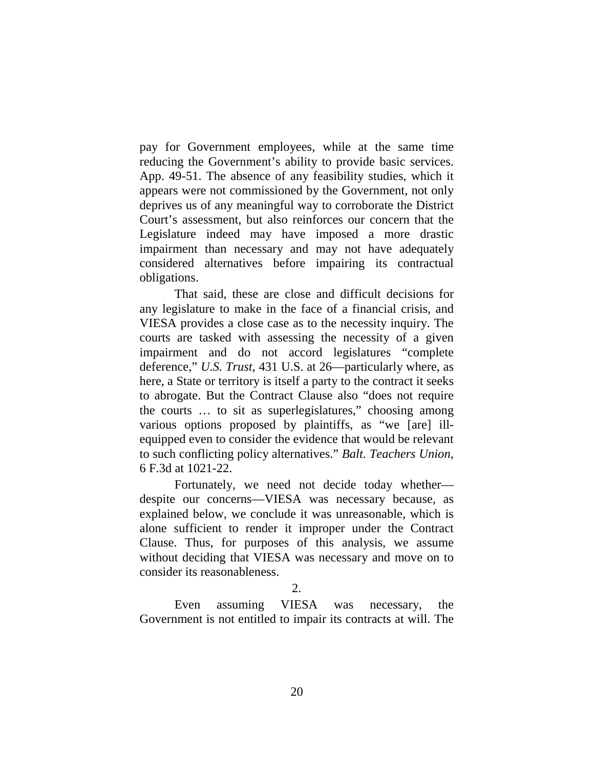pay for Government employees, while at the same time reducing the Government's ability to provide basic services. App. 49-51. The absence of any feasibility studies, which it appears were not commissioned by the Government, not only deprives us of any meaningful way to corroborate the District Court's assessment, but also reinforces our concern that the Legislature indeed may have imposed a more drastic impairment than necessary and may not have adequately considered alternatives before impairing its contractual obligations.

That said, these are close and difficult decisions for any legislature to make in the face of a financial crisis, and VIESA provides a close case as to the necessity inquiry. The courts are tasked with assessing the necessity of a given impairment and do not accord legislatures "complete deference," *U.S. Trust*, 431 U.S. at 26—particularly where, as here, a State or territory is itself a party to the contract it seeks to abrogate. But the Contract Clause also "does not require the courts … to sit as superlegislatures," choosing among various options proposed by plaintiffs, as "we [are] ill-equipped even to consider the evidence that would be relevant to such conflicting policy alternatives." *Balt. Teachers Union*, 6 F.3d at 1021-22.

Fortunately, we need not decide today whether—despite our concerns—VIESA was necessary because, as explained below, we conclude it was unreasonable, which is alone sufficient to render it improper under the Contract Clause. Thus, for purposes of this analysis, we assume without deciding that VIESA was necessary and move on to consider its reasonableness.

2.

Even assuming VIESA was necessary, the Government is not entitled to impair its contracts at will. The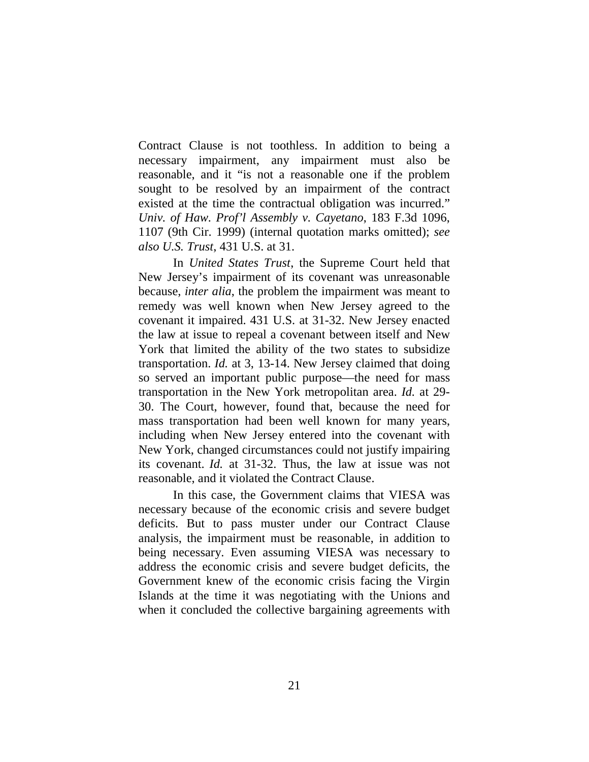Contract Clause is not toothless. In addition to being a necessary impairment, any impairment must also be reasonable, and it "is not a reasonable one if the problem sought to be resolved by an impairment of the contract existed at the time the contractual obligation was incurred." *Univ. of Haw. Prof'l Assembly v. Cayetano*, 183 F.3d 1096, 1107 (9th Cir. 1999) (internal quotation marks omitted); *see also U.S. Trust*, 431 U.S. at 31.

In *United States Trust*, the Supreme Court held that New Jersey's impairment of its covenant was unreasonable because, *inter alia*, the problem the impairment was meant to remedy was well known when New Jersey agreed to the covenant it impaired. 431 U.S. at 31-32. New Jersey enacted the law at issue to repeal a covenant between itself and New York that limited the ability of the two states to subsidize transportation. *Id.* at 3, 13-14. New Jersey claimed that doing so served an important public purpose—the need for mass transportation in the New York metropolitan area. *Id.* at 29-30. The Court, however, found that, because the need for mass transportation had been well known for many years, including when New Jersey entered into the covenant with New York, changed circumstances could not justify impairing its covenant. *Id.* at 31-32. Thus, the law at issue was not reasonable, and it violated the Contract Clause.

In this case, the Government claims that VIESA was necessary because of the economic crisis and severe budget deficits. But to pass muster under our Contract Clause analysis, the impairment must be reasonable, in addition to being necessary. Even assuming VIESA was necessary to address the economic crisis and severe budget deficits, the Government knew of the economic crisis facing the Virgin Islands at the time it was negotiating with the Unions and when it concluded the collective bargaining agreements with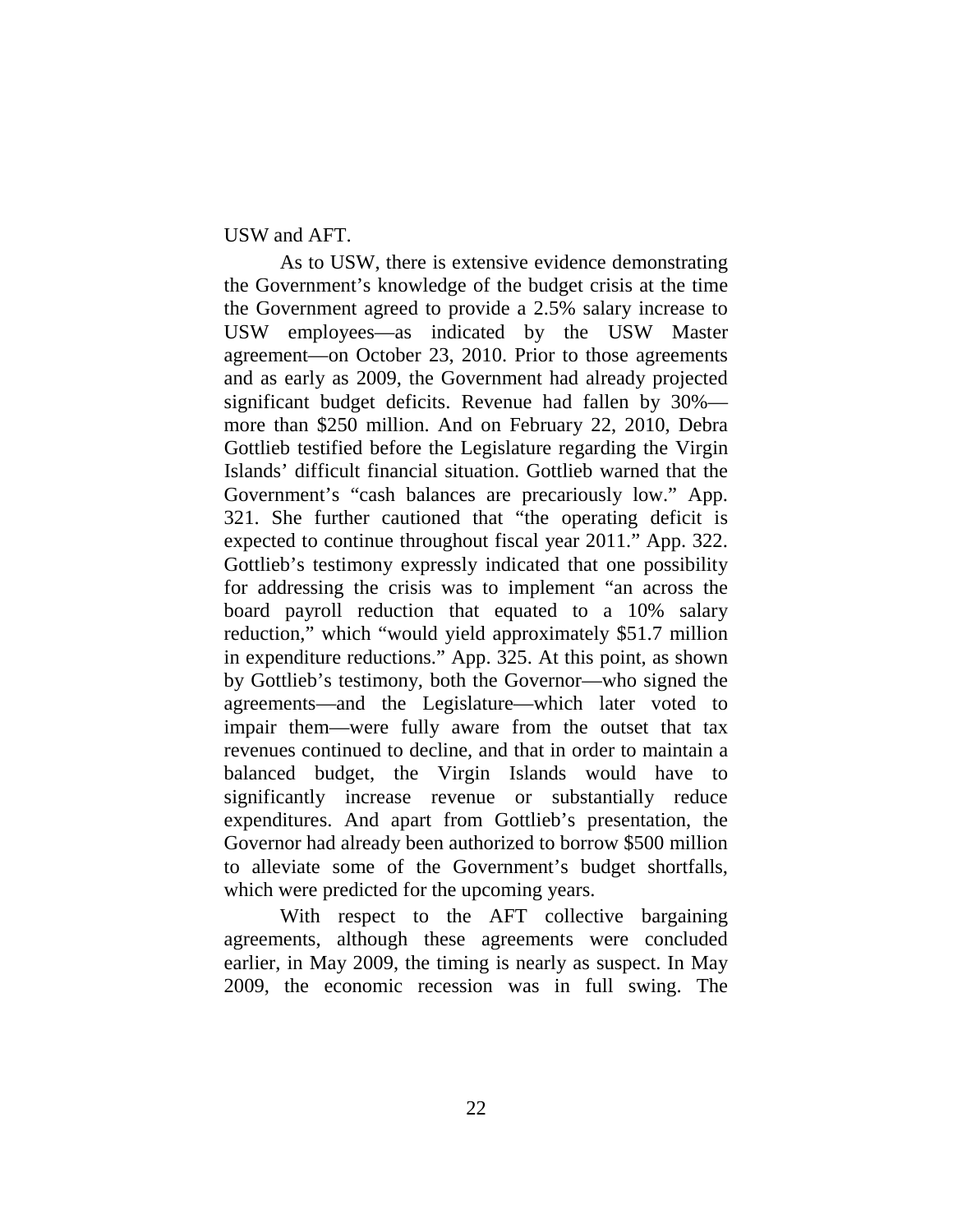USW and AFT.

As to USW, there is extensive evidence demonstrating the Government's knowledge of the budget crisis at the time the Government agreed to provide a 2.5% salary increase to USW employees—as indicated by the USW Master agreement—on October 23, 2010. Prior to those agreements and as early as 2009, the Government had already projected significant budget deficits. Revenue had fallen by 30%—more than $250 million. And on February 22, 2010, Debra Gottlieb testified before the Legislature regarding the Virgin Islands' difficult financial situation. Gottlieb warned that the Government's "cash balances are precariously low." App. 321. She further cautioned that "the operating deficit is expected to continue throughout fiscal year 2011." App. 322. Gottlieb's testimony expressly indicated that one possibility for addressing the crisis was to implement "an across the board payroll reduction that equated to a 10% salary reduction," which "would yield approximately $51.7 million in expenditure reductions." App. 325. At this point, as shown by Gottlieb's testimony, both the Governor—who signed the agreements—and the Legislature—which later voted to impair them—were fully aware from the outset that tax revenues continued to decline, and that in order to maintain a balanced budget, the Virgin Islands would have to significantly increase revenue or substantially reduce expenditures. And apart from Gottlieb's presentation, the Governor had already been authorized to borrow $500 million to alleviate some of the Government's budget shortfalls, which were predicted for the upcoming years.

With respect to the AFT collective bargaining agreements, although these agreements were concluded earlier, in May 2009, the timing is nearly as suspect. In May 2009, the economic recession was in full swing. The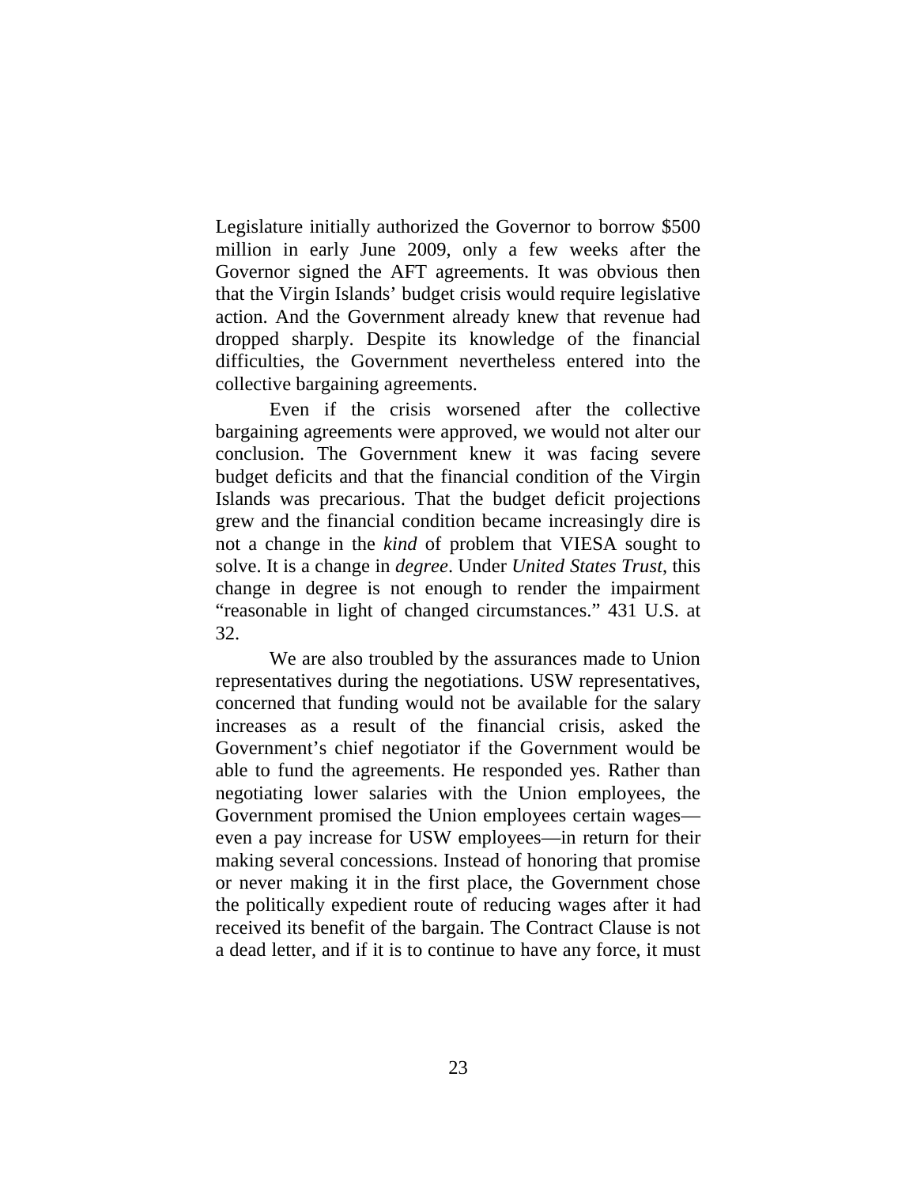Legislature initially authorized the Governor to borrow $500 million in early June 2009, only a few weeks after the Governor signed the AFT agreements. It was obvious then that the Virgin Islands' budget crisis would require legislative action. And the Government already knew that revenue had dropped sharply. Despite its knowledge of the financial difficulties, the Government nevertheless entered into the collective bargaining agreements.

Even if the crisis worsened after the collective bargaining agreements were approved, we would not alter our conclusion. The Government knew it was facing severe budget deficits and that the financial condition of the Virgin Islands was precarious. That the budget deficit projections grew and the financial condition became increasingly dire is not a change in the *kind* of problem that VIESA sought to solve. It is a change in *degree*. Under *United States Trust*, this change in degree is not enough to render the impairment "reasonable in light of changed circumstances." 431 U.S. at 32.

We are also troubled by the assurances made to Union representatives during the negotiations. USW representatives, concerned that funding would not be available for the salary increases as a result of the financial crisis, asked the Government's chief negotiator if the Government would be able to fund the agreements. He responded yes. Rather than negotiating lower salaries with the Union employees, the Government promised the Union employees certain wages—even a pay increase for USW employees—in return for their making several concessions. Instead of honoring that promise or never making it in the first place, the Government chose the politically expedient route of reducing wages after it had received its benefit of the bargain. The Contract Clause is not a dead letter, and if it is to continue to have any force, it must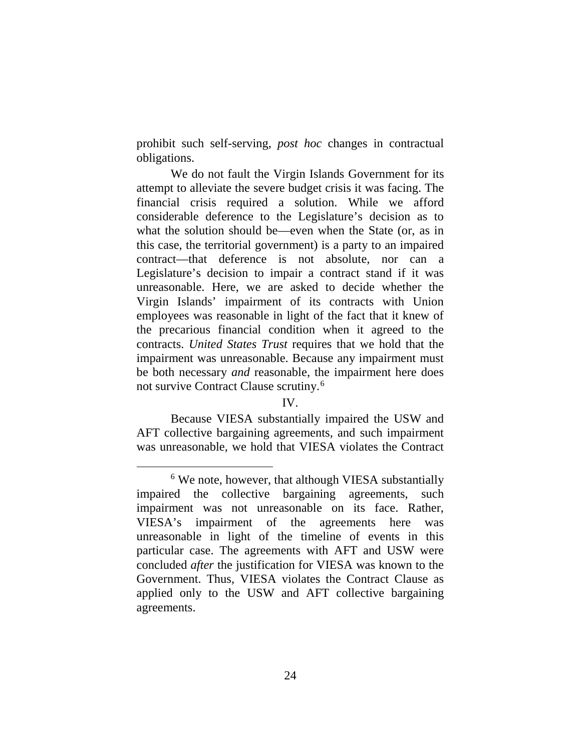prohibit such self-serving, *post hoc* changes in contractual obligations.

We do not fault the Virgin Islands Government for its attempt to alleviate the severe budget crisis it was facing. The financial crisis required a solution. While we afford considerable deference to the Legislature's decision as to what the solution should be—even when the State (or, as in this case, the territorial government) is a party to an impaired contract—that deference is not absolute, nor can a Legislature's decision to impair a contract stand if it was unreasonable. Here, we are asked to decide whether the Virgin Islands' impairment of its contracts with Union employees was reasonable in light of the fact that it knew of the precarious financial condition when it agreed to the contracts. *United States Trust* requires that we hold that the impairment was unreasonable. Because any impairment must be both necessary *and* reasonable, the impairment here does not survive Contract Clause scrutiny.[6]

IV.

Because VIESA substantially impaired the USW and AFT collective bargaining agreements, and such impairment was unreasonable, we hold that VIESA violates the Contract

[6] We note, however, that although VIESA substantially impaired the collective bargaining agreements, such impairment was not unreasonable on its face. Rather, VIESA's impairment of the agreements here was unreasonable in light of the timeline of events in this particular case. The agreements with AFT and USW were concluded *after* the justification for VIESA was known to the Government. Thus, VIESA violates the Contract Clause as applied only to the USW and AFT collective bargaining agreements.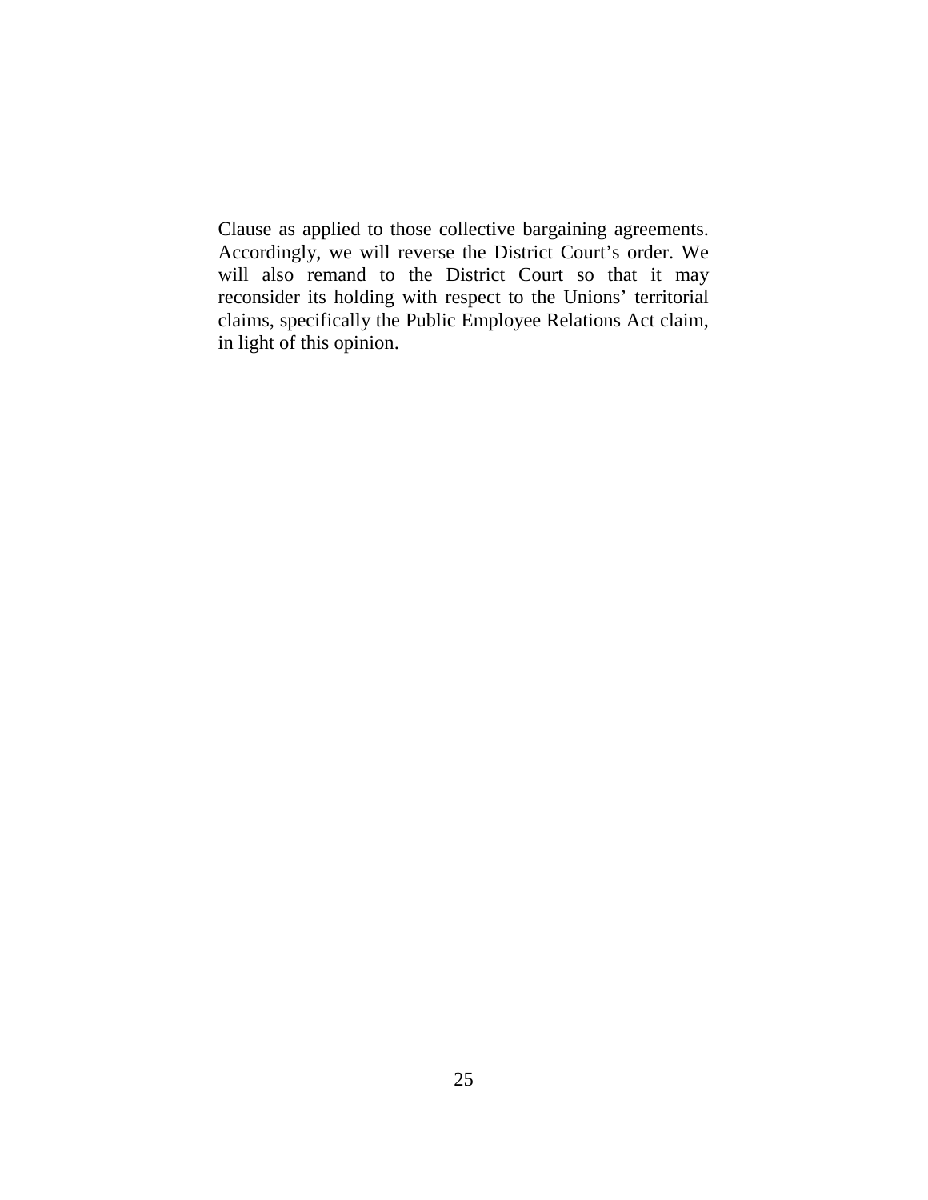Clause as applied to those collective bargaining agreements. Accordingly, we will reverse the District Court's order. We will also remand to the District Court so that it may reconsider its holding with respect to the Unions' territorial claims, specifically the Public Employee Relations Act claim, in light of this opinion.